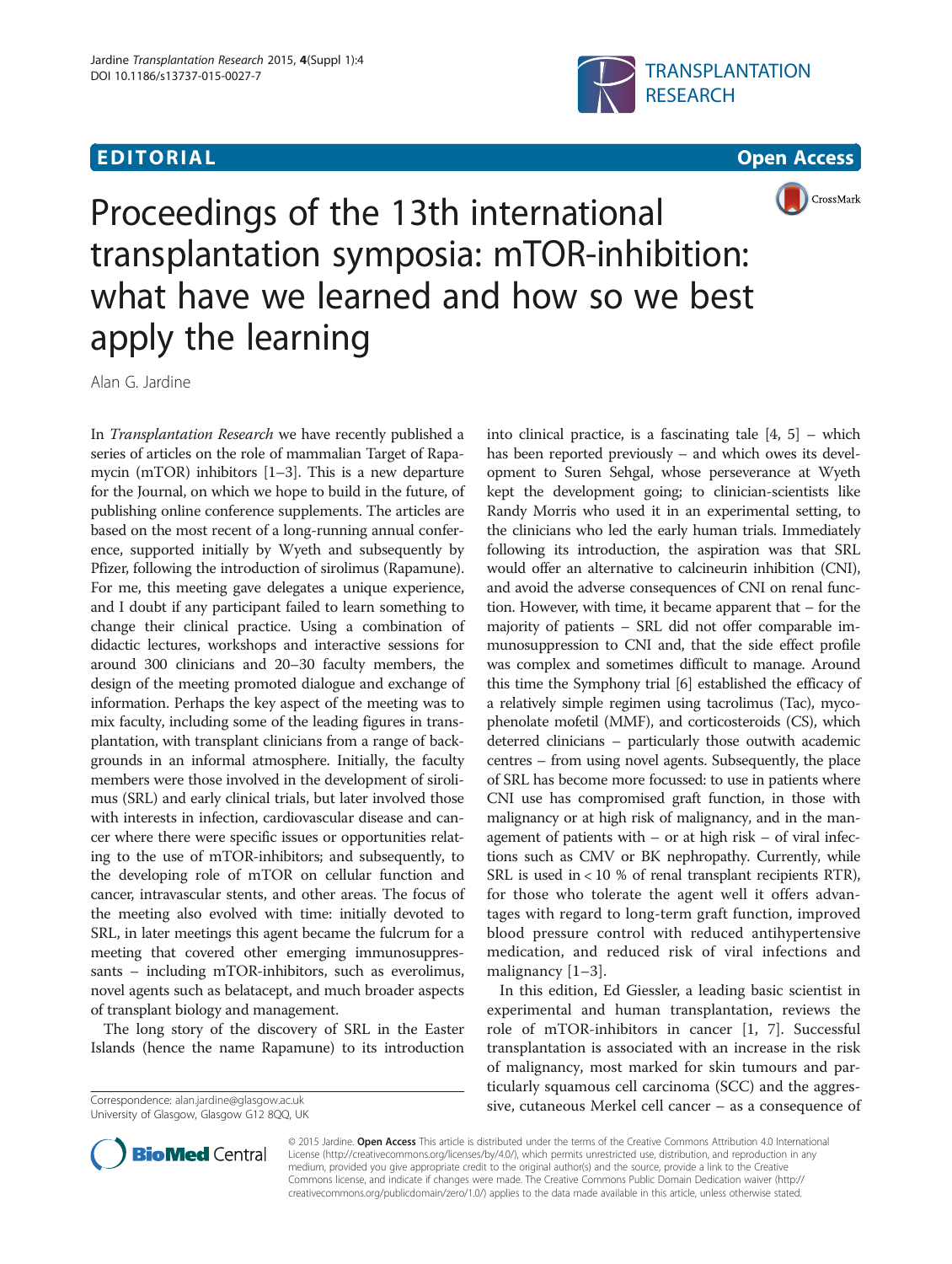EDITORIAL

Open Access

# Proceedings of the 13th international transplantation symposia: mTOR-inhibition: what have we learned and how so we best apply the learning

Alan G. Jardine

In *Transplantation Research* we have recently published a series of articles on the role of mammalian Target of Rapamycin (mTOR) inhibitors [1–3]. This is a new departure for the Journal, on which we hope to build in the future, of publishing online conference supplements. The articles are based on the most recent of a long-running annual conference, supported initially by Wyeth and subsequently by Pfizer, following the introduction of sirolimus (Rapamune). For me, this meeting gave delegates a unique experience, and I doubt if any participant failed to learn something to change their clinical practice. Using a combination of didactic lectures, workshops and interactive sessions for around 300 clinicians and 20–30 faculty members, the design of the meeting promoted dialogue and exchange of information. Perhaps the key aspect of the meeting was to mix faculty, including some of the leading figures in transplantation, with transplant clinicians from a range of backgrounds in an informal atmosphere. Initially, the faculty members were those involved in the development of sirolimus (SRL) and early clinical trials, but later involved those with interests in infection, cardiovascular disease and cancer where there were specific issues or opportunities relating to the use of mTOR-inhibitors; and subsequently, to the developing role of mTOR on cellular function and cancer, intravascular stents, and other areas. The focus of the meeting also evolved with time: initially devoted to SRL, in later meetings this agent became the fulcrum for a meeting that covered other emerging immunosuppressants – including mTOR-inhibitors, such as everolimus, novel agents such as belatacept, and much broader aspects of transplant biology and management.

The long story of the discovery of SRL in the Easter Islands (hence the name Rapamune) to its introduction into clinical practice, is a fascinating tale [4, 5] – which has been reported previously – and which owes its development to Suren Sehgal, whose perseverance at Wyeth kept the development going; to clinician-scientists like Randy Morris who used it in an experimental setting, to the clinicians who led the early human trials. Immediately following its introduction, the aspiration was that SRL would offer an alternative to calcineurin inhibition (CNI), and avoid the adverse consequences of CNI on renal function. However, with time, it became apparent that – for the majority of patients – SRL did not offer comparable immunosuppression to CNI and, that the side effect profile was complex and sometimes difficult to manage. Around this time the Symphony trial [6] established the efficacy of a relatively simple regimen using tacrolimus (Tac), mycophenolate mofetil (MMF), and corticosteroids (CS), which deterred clinicians – particularly those outwith academic centres – from using novel agents. Subsequently, the place of SRL has become more focussed: to use in patients where CNI use has compromised graft function, in those with malignancy or at high risk of malignancy, and in the management of patients with – or at high risk – of viral infections such as CMV or BK nephropathy. Currently, while SRL is used in < 10 % of renal transplant recipients RTR), for those who tolerate the agent well it offers advantages with regard to long-term graft function, improved blood pressure control with reduced antihypertensive medication, and reduced risk of viral infections and malignancy [1–3].

In this edition, Ed Giessler, a leading basic scientist in experimental and human transplantation, reviews the role of mTOR-inhibitors in cancer [1, 7]. Successful transplantation is associated with an increase in the risk of malignancy, most marked for skin tumours and particularly squamous cell carcinoma (SCC) and the aggressive, cutaneous Merkel cell cancer – as a consequence of

Correspondence: alan.jardine@glasgow.ac.uk
University of Glasgow, Glasgow G12 8QQ, UK

© 2015 Jardine. **Open Access** This article is distributed under the terms of the Creative Commons Attribution 4.0 International License (http://creativecommons.org/licenses/by/4.0/), which permits unrestricted use, distribution, and reproduction in any medium, provided you give appropriate credit to the original author(s) and the source, provide a link to the Creative Commons license, and indicate if changes were made. The Creative Commons Public Domain Dedication waiver (http://creativecommons.org/publicdomain/zero/1.0/) applies to the data made available in this article, unless otherwise stated.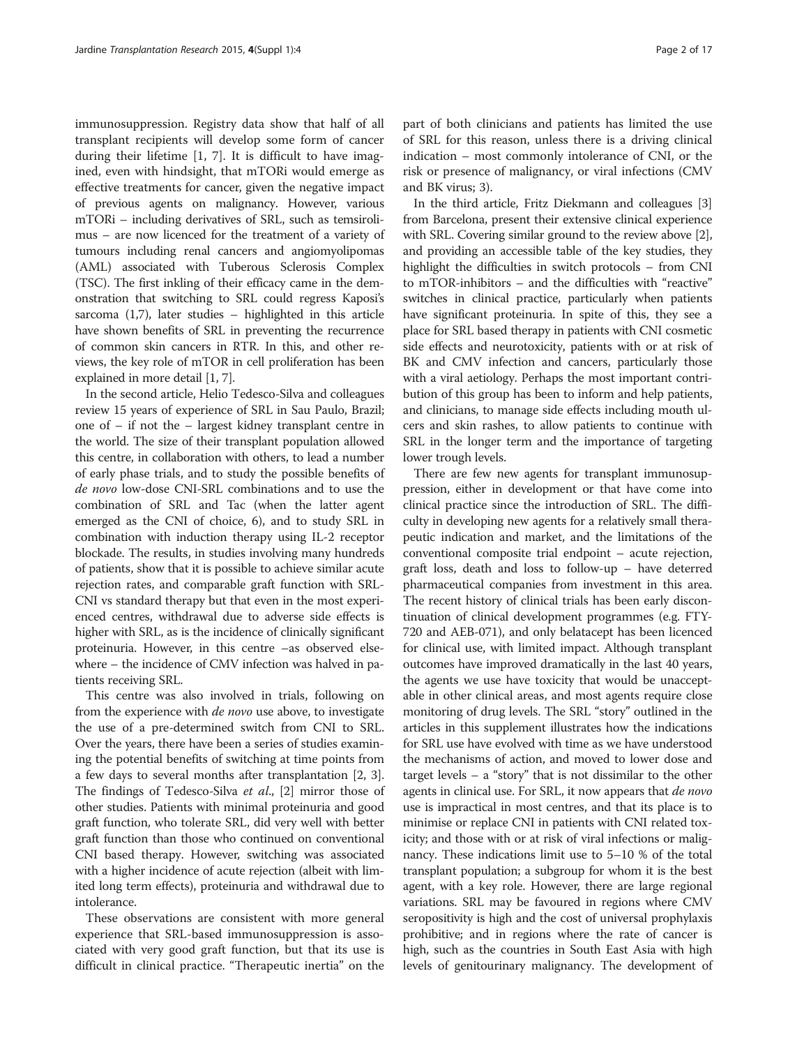immunosuppression. Registry data show that half of all transplant recipients will develop some form of cancer during their lifetime [1, 7]. It is difficult to have imagined, even with hindsight, that mTORi would emerge as effective treatments for cancer, given the negative impact of previous agents on malignancy. However, various mTORi – including derivatives of SRL, such as temsirolimus – are now licenced for the treatment of a variety of tumours including renal cancers and angiomyolipomas (AML) associated with Tuberous Sclerosis Complex (TSC). The first inkling of their efficacy came in the demonstration that switching to SRL could regress Kaposi's sarcoma (1,7), later studies – highlighted in this article have shown benefits of SRL in preventing the recurrence of common skin cancers in RTR. In this, and other reviews, the key role of mTOR in cell proliferation has been explained in more detail [1, 7].

In the second article, Helio Tedesco-Silva and colleagues review 15 years of experience of SRL in Sau Paulo, Brazil; one of – if not the – largest kidney transplant centre in the world. The size of their transplant population allowed this centre, in collaboration with others, to lead a number of early phase trials, and to study the possible benefits of *de novo* low-dose CNI-SRL combinations and to use the combination of SRL and Tac (when the latter agent emerged as the CNI of choice, 6), and to study SRL in combination with induction therapy using IL-2 receptor blockade. The results, in studies involving many hundreds of patients, show that it is possible to achieve similar acute rejection rates, and comparable graft function with SRL-CNI vs standard therapy but that even in the most experienced centres, withdrawal due to adverse side effects is higher with SRL, as is the incidence of clinically significant proteinuria. However, in this centre –as observed elsewhere – the incidence of CMV infection was halved in patients receiving SRL.

This centre was also involved in trials, following on from the experience with *de novo* use above, to investigate the use of a pre-determined switch from CNI to SRL. Over the years, there have been a series of studies examining the potential benefits of switching at time points from a few days to several months after transplantation [2, 3]. The findings of Tedesco-Silva *et al.*, [2] mirror those of other studies. Patients with minimal proteinuria and good graft function, who tolerate SRL, did very well with better graft function than those who continued on conventional CNI based therapy. However, switching was associated with a higher incidence of acute rejection (albeit with limited long term effects), proteinuria and withdrawal due to intolerance.

These observations are consistent with more general experience that SRL-based immunosuppression is associated with very good graft function, but that its use is difficult in clinical practice. "Therapeutic inertia" on the part of both clinicians and patients has limited the use of SRL for this reason, unless there is a driving clinical indication – most commonly intolerance of CNI, or the risk or presence of malignancy, or viral infections (CMV and BK virus; 3).

In the third article, Fritz Diekmann and colleagues [3] from Barcelona, present their extensive clinical experience with SRL. Covering similar ground to the review above [2], and providing an accessible table of the key studies, they highlight the difficulties in switch protocols – from CNI to mTOR-inhibitors – and the difficulties with "reactive" switches in clinical practice, particularly when patients have significant proteinuria. In spite of this, they see a place for SRL based therapy in patients with CNI cosmetic side effects and neurotoxicity, patients with or at risk of BK and CMV infection and cancers, particularly those with a viral aetiology. Perhaps the most important contribution of this group has been to inform and help patients, and clinicians, to manage side effects including mouth ulcers and skin rashes, to allow patients to continue with SRL in the longer term and the importance of targeting lower trough levels.

There are few new agents for transplant immunosuppression, either in development or that have come into clinical practice since the introduction of SRL. The difficulty in developing new agents for a relatively small therapeutic indication and market, and the limitations of the conventional composite trial endpoint – acute rejection, graft loss, death and loss to follow-up – have deterred pharmaceutical companies from investment in this area. The recent history of clinical trials has been early discontinuation of clinical development programmes (e.g. FTY-720 and AEB-071), and only belatacept has been licenced for clinical use, with limited impact. Although transplant outcomes have improved dramatically in the last 40 years, the agents we use have toxicity that would be unacceptable in other clinical areas, and most agents require close monitoring of drug levels. The SRL "story" outlined in the articles in this supplement illustrates how the indications for SRL use have evolved with time as we have understood the mechanisms of action, and moved to lower dose and target levels – a "story" that is not dissimilar to the other agents in clinical use. For SRL, it now appears that *de novo* use is impractical in most centres, and that its place is to minimise or replace CNI in patients with CNI related toxicity; and those with or at risk of viral infections or malignancy. These indications limit use to 5–10 % of the total transplant population; a subgroup for whom it is the best agent, with a key role. However, there are large regional variations. SRL may be favoured in regions where CMV seropositivity is high and the cost of universal prophylaxis prohibitive; and in regions where the rate of cancer is high, such as the countries in South East Asia with high levels of genitourinary malignancy. The development of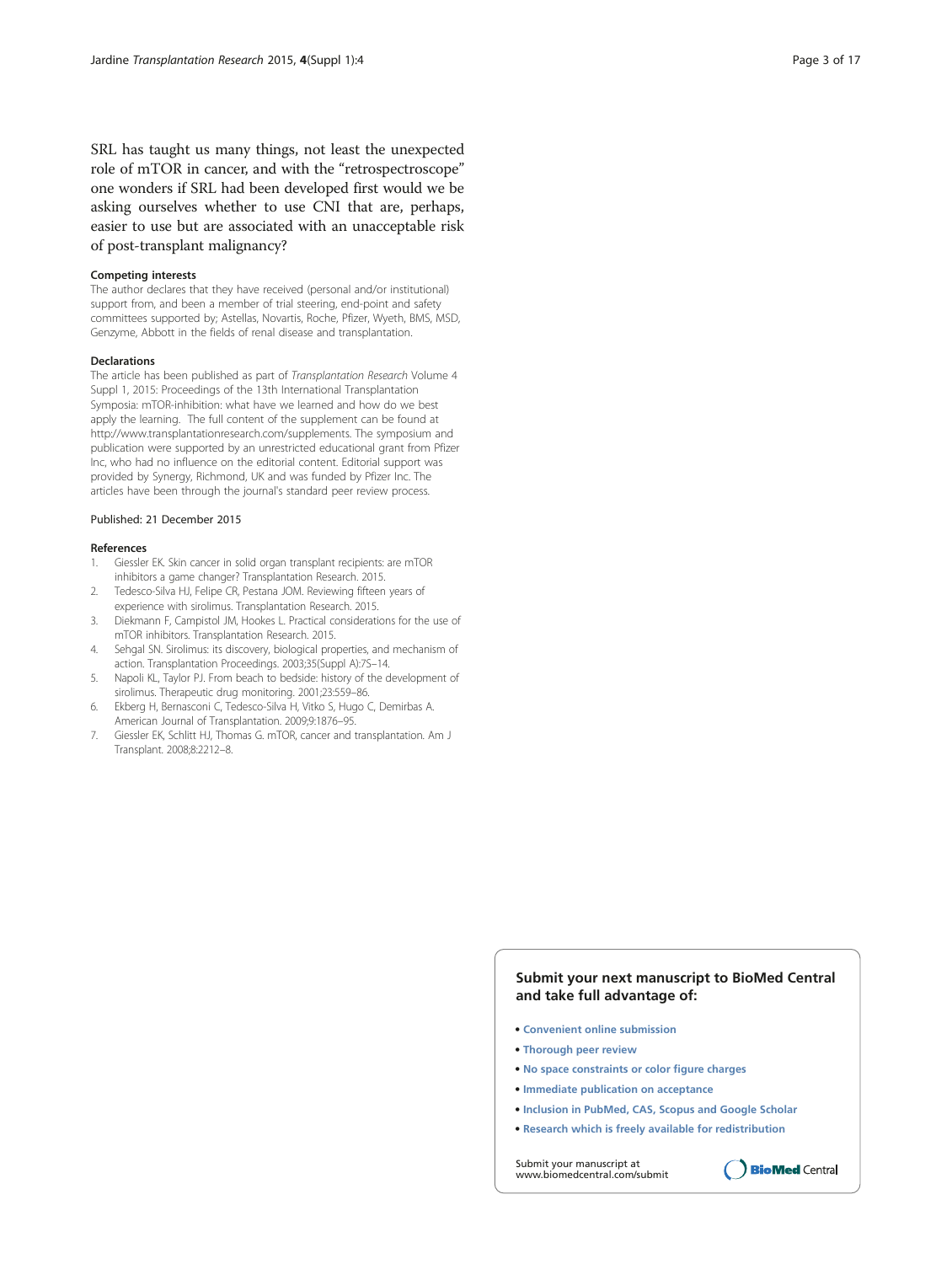SRL has taught us many things, not least the unexpected role of mTOR in cancer, and with the "retrospectroscope" one wonders if SRL had been developed first would we be asking ourselves whether to use CNI that are, perhaps, easier to use but are associated with an unacceptable risk of post-transplant malignancy?

#### Competing interests

The author declares that they have received (personal and/or institutional) support from, and been a member of trial steering, end-point and safety committees supported by; Astellas, Novartis, Roche, Pfizer, Wyeth, BMS, MSD, Genzyme, Abbott in the fields of renal disease and transplantation.

#### Declarations

The article has been published as part of *Transplantation Research* Volume 4 Suppl 1, 2015: Proceedings of the 13th International Transplantation Symposia: mTOR-inhibition: what have we learned and how do we best apply the learning. The full content of the supplement can be found at http://www.transplantationresearch.com/supplements. The symposium and publication were supported by an unrestricted educational grant from Pfizer Inc, who had no influence on the editorial content. Editorial support was provided by Synergy, Richmond, UK and was funded by Pfizer Inc. The articles have been through the journal's standard peer review process.

Published: 21 December 2015

#### References

1. Giessler EK. Skin cancer in solid organ transplant recipients: are mTOR inhibitors a game changer? Transplantation Research. 2015.
2. Tedesco-Silva HJ, Felipe CR, Pestana JOM. Reviewing fifteen years of experience with sirolimus. Transplantation Research. 2015.
3. Diekmann F, Campistol JM, Hookes L. Practical considerations for the use of mTOR inhibitors. Transplantation Research. 2015.
4. Sehgal SN. Sirolimus: its discovery, biological properties, and mechanism of action. Transplantation Proceedings. 2003;35(Suppl A):7S–14.
5. Napoli KL, Taylor PJ. From beach to bedside: history of the development of sirolimus. Therapeutic drug monitoring. 2001;23:559–86.
6. Ekberg H, Bernasconi C, Tedesco-Silva H, Vitko S, Hugo C, Demirbas A. American Journal of Transplantation. 2009;9:1876–95.
7. Giessler EK, Schlitt HJ, Thomas G. mTOR, cancer and transplantation. Am J Transplant. 2008;8:2212–8.

**Submit your next manuscript to BioMed Central and take full advantage of:**

- **Convenient online submission**
- **Thorough peer review**
- **No space constraints or color figure charges**
- **Immediate publication on acceptance**
- **Inclusion in PubMed, CAS, Scopus and Google Scholar**
- **Research which is freely available for redistribution**

Submit your manuscript at
www.biomedcentral.com/submit

BioMed Central